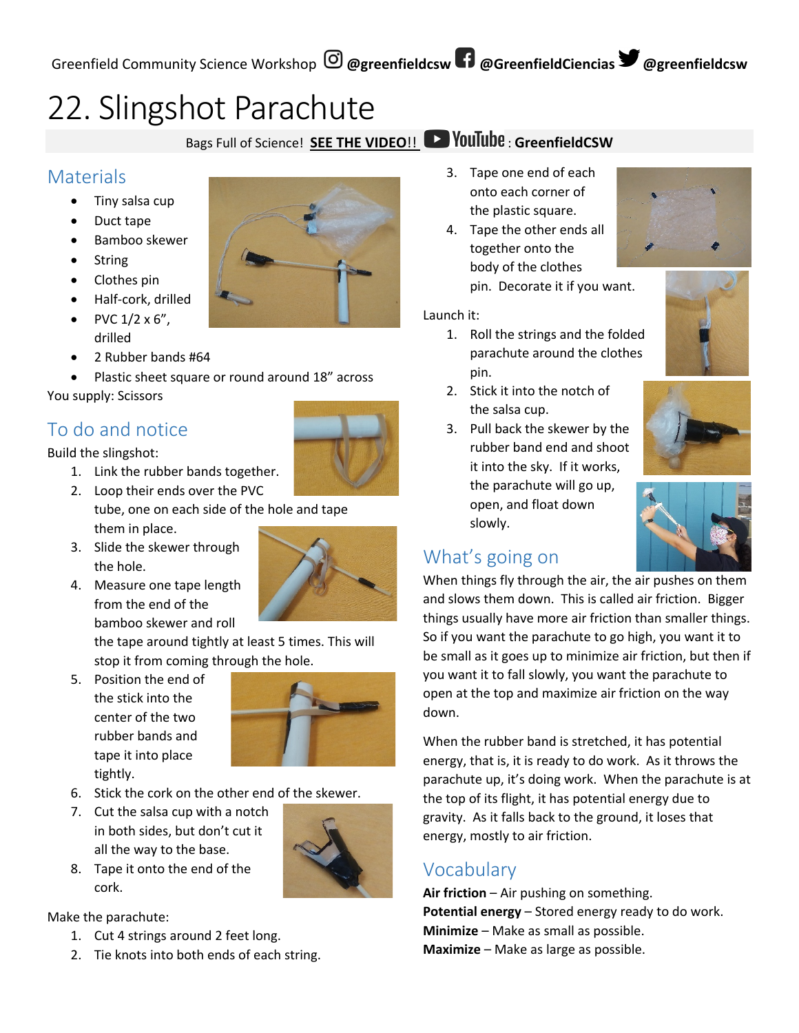Greenfield Community Science Workshop @greenfieldcsw @GreenfieldCiencias @greenfieldcsw

# 22. Slingshot Parachute

Bags Full of Science! **SEE THE VIDEO!!** YouTube : **GreenfieldCSW**

## Materials

- Tiny salsa cup
- Duct tape
- Bamboo skewer
- String
- Clothes pin
- Half-cork, drilled
- PVC 1/2 x 6", drilled
- 2 Rubber bands #64
- Plastic sheet square or round around 18" across

You supply: Scissors

## To do and notice

Build the slingshot:

1. Link the rubber bands together.
2. Loop their ends over the PVC tube, one on each side of the hole and tape them in place.
3. Slide the skewer through the hole.
4. Measure one tape length from the end of the bamboo skewer and roll the tape around tightly at least 5 times. This will stop it from coming through the hole.
5. Position the end of the stick into the center of the two rubber bands and tape it into place tightly.
6. Stick the cork on the other end of the skewer.
7. Cut the salsa cup with a notch in both sides, but don't cut it all the way to the base.
8. Tape it onto the end of the cork.

Make the parachute:

1. Cut 4 strings around 2 feet long.
2. Tie knots into both ends of each string.
3. Tape one end of each onto each corner of the plastic square.
4. Tape the other ends all together onto the body of the clothes pin. Decorate it if you want.

Launch it:

1. Roll the strings and the folded parachute around the clothes pin.
2. Stick it into the notch of the salsa cup.
3. Pull back the skewer by the rubber band end and shoot it into the sky. If it works, the parachute will go up, open, and float down slowly.

## What's going on

When things fly through the air, the air pushes on them and slows them down. This is called air friction. Bigger things usually have more air friction than smaller things. So if you want the parachute to go high, you want it to be small as it goes up to minimize air friction, but then if you want it to fall slowly, you want the parachute to open at the top and maximize air friction on the way down.

When the rubber band is stretched, it has potential energy, that is, it is ready to do work. As it throws the parachute up, it's doing work. When the parachute is at the top of its flight, it has potential energy due to gravity. As it falls back to the ground, it loses that energy, mostly to air friction.

## Vocabulary

**Air friction** – Air pushing on something.
**Potential energy** – Stored energy ready to do work.
**Minimize** – Make as small as possible.
**Maximize** – Make as large as possible.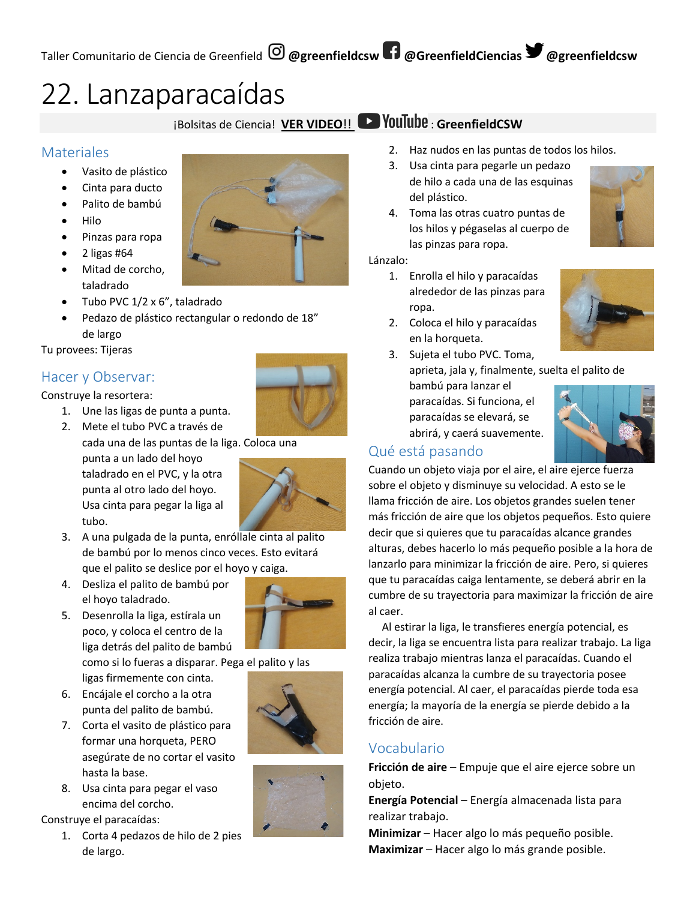Taller Comunitario de Ciencia de Greenfield **@greenfieldcsw** **@GreenfieldCiencias** **@greenfieldcsw**

# 22. Lanzaparacaídas

¡Bolsitas de Ciencia! **VER VIDEO!!** YouTube : **GreenfieldCSW**

## Materiales

- Vasito de plástico
- Cinta para ducto
- Palito de bambú
- Hilo
- Pinzas para ropa
- 2 ligas #64
- Mitad de corcho, taladrado
- Tubo PVC 1/2 x 6", taladrado
- Pedazo de plástico rectangular o redondo de 18" de largo

Tu provees: Tijeras

## Hacer y Observar:

Construye la resortera:

1. Une las ligas de punta a punta.
2. Mete el tubo PVC a través de cada una de las puntas de la liga. Coloca una punta a un lado del hoyo taladrado en el PVC, y la otra punta al otro lado del hoyo. Usa cinta para pegar la liga al tubo.
3. A una pulgada de la punta, enróllale cinta al palito de bambú por lo menos cinco veces. Esto evitará que el palito se deslice por el hoyo y caiga.
4. Desliza el palito de bambú por el hoyo taladrado.
5. Desenrolla la liga, estírala un poco, y coloca el centro de la liga detrás del palito de bambú como si lo fueras a disparar. Pega el palito y las ligas firmemente con cinta.
6. Encájale el corcho a la otra punta del palito de bambú.
7. Corta el vasito de plástico para formar una horqueta, PERO asegúrate de no cortar el vasito hasta la base.
8. Usa cinta para pegar el vaso encima del corcho.

Construye el paracaídas:

1. Corta 4 pedazos de hilo de 2 pies de largo.
2. Haz nudos en las puntas de todos los hilos.
3. Usa cinta para pegarle un pedazo de hilo a cada una de las esquinas del plástico.
4. Toma las otras cuatro puntas de los hilos y pégaselas al cuerpo de las pinzas para ropa.

Lánzalo:

1. Enrolla el hilo y paracaídas alrededor de las pinzas para ropa.
2. Coloca el hilo y paracaídas en la horqueta.
3. Sujeta el tubo PVC. Toma, aprieta, jala y, finalmente, suelta el palito de bambú para lanzar el paracaídas. Si funciona, el paracaídas se elevará, se abrirá, y caerá suavemente.

## Qué está pasando

Cuando un objeto viaja por el aire, el aire ejerce fuerza sobre el objeto y disminuye su velocidad. A esto se le llama fricción de aire. Los objetos grandes suelen tener más fricción de aire que los objetos pequeños. Esto quiere decir que si quieres que tu paracaídas alcance grandes alturas, debes hacerlo lo más pequeño posible a la hora de lanzarlo para minimizar la fricción de aire. Pero, si quieres que tu paracaídas caiga lentamente, se deberá abrir en la cumbre de su trayectoria para maximizar la fricción de aire al caer.

Al estirar la liga, le transfieres energía potencial, es decir, la liga se encuentra lista para realizar trabajo. La liga realiza trabajo mientras lanza el paracaídas. Cuando el paracaídas alcanza la cumbre de su trayectoria posee energía potencial. Al caer, el paracaídas pierde toda esa energía; la mayoría de la energía se pierde debido a la fricción de aire.

## Vocabulario

**Fricción de aire** – Empuje que el aire ejerce sobre un objeto.

**Energía Potencial** – Energía almacenada lista para realizar trabajo.

**Minimizar** – Hacer algo lo más pequeño posible.

**Maximizar** – Hacer algo lo más grande posible.